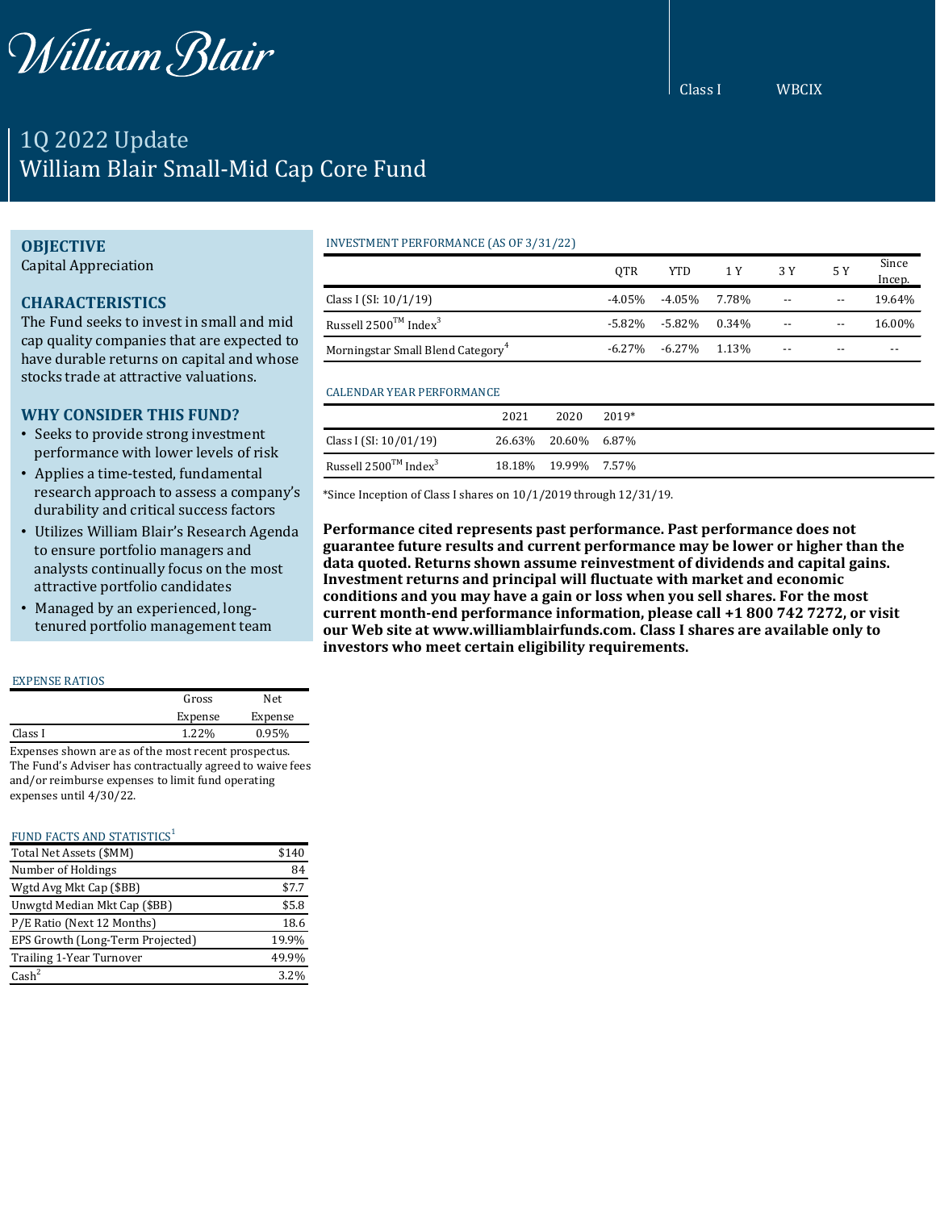William Blair

Class I WBCIX

# 1Q 2022 Update
# William Blair Small-Mid Cap Core Fund

## OBJECTIVE

Capital Appreciation

## CHARACTERISTICS

The Fund seeks to invest in small and mid cap quality companies that are expected to have durable returns on capital and whose stocks trade at attractive valuations.

## WHY CONSIDER THIS FUND?

- Seeks to provide strong investment performance with lower levels of risk
- Applies a time-tested, fundamental research approach to assess a company's durability and critical success factors
- Utilizes William Blair's Research Agenda to ensure portfolio managers and analysts continually focus on the most attractive portfolio candidates
- Managed by an experienced, long-tenured portfolio management team

### EXPENSE RATIOS

| | Gross Expense | Net Expense |
|---|---|---|
| Class I | 1.22% | 0.95% |

Expenses shown are as of the most recent prospectus. The Fund's Adviser has contractually agreed to waive fees and/or reimburse expenses to limit fund operating expenses until 4/30/22.

### FUND FACTS AND STATISTICS[1]

| | |
|---|---|
| Total Net Assets ($MM) | $140 |
| Number of Holdings | 84 |
| Wgtd Avg Mkt Cap ($BB) | $7.7 |
| Unwgtd Median Mkt Cap ($BB) | $5.8 |
| P/E Ratio (Next 12 Months) | 18.6 |
| EPS Growth (Long-Term Projected) | 19.9% |
| Trailing 1-Year Turnover | 49.9% |
| Cash[2] | 3.2% |

### INVESTMENT PERFORMANCE (AS OF 3/31/22)

| | QTR | YTD | 1 Y | 3 Y | 5 Y | Since Incep. |
|---|---|---|---|---|---|---|
| Class I (SI: 10/1/19) | -4.05% | -4.05% | 7.78% | -- | -- | 19.64% |
| Russell 2500™ Index[3] | -5.82% | -5.82% | 0.34% | -- | -- | 16.00% |
| Morningstar Small Blend Category[4] | -6.27% | -6.27% | 1.13% | -- | -- | -- |

### CALENDAR YEAR PERFORMANCE

| | 2021 | 2020 | 2019* |
|---|---|---|---|
| Class I (SI: 10/01/19) | 26.63% | 20.60% | 6.87% |
| Russell 2500™ Index[3] | 18.18% | 19.99% | 7.57% |

*Since Inception of Class I shares on 10/1/2019 through 12/31/19.

**Performance cited represents past performance. Past performance does not guarantee future results and current performance may be lower or higher than the data quoted. Returns shown assume reinvestment of dividends and capital gains. Investment returns and principal will fluctuate with market and economic conditions and you may have a gain or loss when you sell shares. For the most current month-end performance information, please call +1 800 742 7272, or visit our Web site at www.williamblairfunds.com. Class I shares are available only to investors who meet certain eligibility requirements.**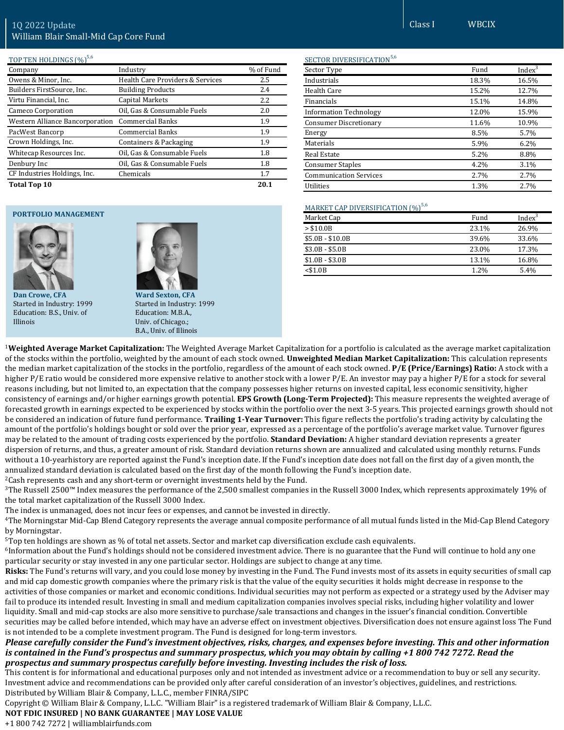1Q 2022 Update
William Blair Small-Mid Cap Core Fund

Class I WBCIX

## TOP TEN HOLDINGS (%)[5,6]

| Company | Industry | % of Fund |
|---|---|---|
| Owens & Minor, Inc. | Health Care Providers & Services | 2.5 |
| Builders FirstSource, Inc. | Building Products | 2.4 |
| Virtu Financial, Inc. | Capital Markets | 2.2 |
| Cameco Corporation | Oil, Gas & Consumable Fuels | 2.0 |
| Western Alliance Bancorporation | Commercial Banks | 1.9 |
| PacWest Bancorp | Commercial Banks | 1.9 |
| Crown Holdings, Inc. | Containers & Packaging | 1.9 |
| Whitecap Resources Inc. | Oil, Gas & Consumable Fuels | 1.8 |
| Denbury Inc | Oil, Gas & Consumable Fuels | 1.8 |
| CF Industries Holdings, Inc. | Chemicals | 1.7 |
| **Total Top 10** | | **20.1** |

## SECTOR DIVERSIFICATION[5,6]

| Sector Type | Fund | Index[3] |
|---|---|---|
| Industrials | 18.3% | 16.5% |
| Health Care | 15.2% | 12.7% |
| Financials | 15.1% | 14.8% |
| Information Technology | 12.0% | 15.9% |
| Consumer Discretionary | 11.6% | 10.9% |
| Energy | 8.5% | 5.7% |
| Materials | 5.9% | 6.2% |
| Real Estate | 5.2% | 8.8% |
| Consumer Staples | 4.2% | 3.1% |
| Communication Services | 2.7% | 2.7% |
| Utilities | 1.3% | 2.7% |

## MARKET CAP DIVERSIFICATION (%)[5,6]

| Market Cap | Fund | Index[3] |
|---|---|---|
| > $10.0B | 23.1% | 26.9% |
| $5.0B - $10.0B | 39.6% | 33.6% |
| $3.0B - $5.0B | 23.0% | 17.3% |
| $1.0B - $3.0B | 13.1% | 16.8% |
| <$1.0B | 1.2% | 5.4% |

## PORTFOLIO MANAGEMENT

**Dan Crowe, CFA**
Started in Industry: 1999
Education: B.S., Univ. of Illinois

**Ward Sexton, CFA**
Started in Industry: 1999
Education: M.B.A., Univ. of Chicago.; B.A., Univ. of Illinois

[1]**Weighted Average Market Capitalization:** The Weighted Average Market Capitalization for a portfolio is calculated as the average market capitalization of the stocks within the portfolio, weighted by the amount of each stock owned. **Unweighted Median Market Capitalization:** This calculation represents the median market capitalization of the stocks in the portfolio, regardless of the amount of each stock owned. **P/E (Price/Earnings) Ratio:** A stock with a higher P/E ratio would be considered more expensive relative to another stock with a lower P/E. An investor may pay a higher P/E for a stock for several reasons including, but not limited to, an expectation that the company possesses higher returns on invested capital, less economic sensitivity, higher consistency of earnings and/or higher earnings growth potential. **EPS Growth (Long-Term Projected):** This measure represents the weighted average of forecasted growth in earnings expected to be experienced by stocks within the portfolio over the next 3-5 years. This projected earnings growth should not be considered an indication of future fund performance. **Trailing 1-Year Turnover:** This figure reflects the portfolio's trading activity by calculating the amount of the portfolio's holdings bought or sold over the prior year, expressed as a percentage of the portfolio's average market value. Turnover figures may be related to the amount of trading costs experienced by the portfolio. **Standard Deviation:** A higher standard deviation represents a greater dispersion of returns, and thus, a greater amount of risk. Standard deviation returns shown are annualized and calculated using monthly returns. Funds without a 10-yearhistory are reported against the Fund's inception date. If the Fund's inception date does not fall on the first day of a given month, the annualized standard deviation is calculated based on the first day of the month following the Fund's inception date.

[2]Cash represents cash and any short-term or overnight investments held by the Fund.

[3]The Russell 2500™ Index measures the performance of the 2,500 smallest companies in the Russell 3000 Index, which represents approximately 19% of the total market capitalization of the Russell 3000 Index.

The index is unmanaged, does not incur fees or expenses, and cannot be invested in directly.

[4]The Morningstar Mid-Cap Blend Category represents the average annual composite performance of all mutual funds listed in the Mid-Cap Blend Category by Morningstar.

[5]Top ten holdings are shown as % of total net assets. Sector and market cap diversification exclude cash equivalents.

[6]Information about the Fund's holdings should not be considered investment advice. There is no guarantee that the Fund will continue to hold any one particular security or stay invested in any one particular sector. Holdings are subject to change at any time.

**Risks:** The Fund's returns will vary, and you could lose money by investing in the Fund. The Fund invests most of its assets in equity securities of small cap and mid cap domestic growth companies where the primary risk is that the value of the equity securities it holds might decrease in response to the activities of those companies or market and economic conditions. Individual securities may not perform as expected or a strategy used by the Adviser may fail to produce its intended result. Investing in small and medium capitalization companies involves special risks, including higher volatility and lower liquidity. Small and mid-cap stocks are also more sensitive to purchase/sale transactions and changes in the issuer's financial condition. Convertible securities may be called before intended, which may have an adverse effect on investment objectives. Diversification does not ensure against loss The Fund is not intended to be a complete investment program. The Fund is designed for long-term investors.

***Please carefully consider the Fund's investment objectives, risks, charges, and expenses before investing. This and other information is contained in the Fund's prospectus and summary prospectus, which you may obtain by calling +1 800 742 7272. Read the prospectus and summary prospectus carefully before investing. Investing includes the risk of loss.***

This content is for informational and educational purposes only and not intended as investment advice or a recommendation to buy or sell any security. Investment advice and recommendations can be provided only after careful consideration of an investor's objectives, guidelines, and restrictions.

Distributed by William Blair & Company, L.L.C., member FINRA/SIPC

Copyright © William Blair & Company, L.L.C. "William Blair" is a registered trademark of William Blair & Company, L.L.C.

**NOT FDIC INSURED | NO BANK GUARANTEE | MAY LOSE VALUE**

+1 800 742 7272 | williamblairfunds.com